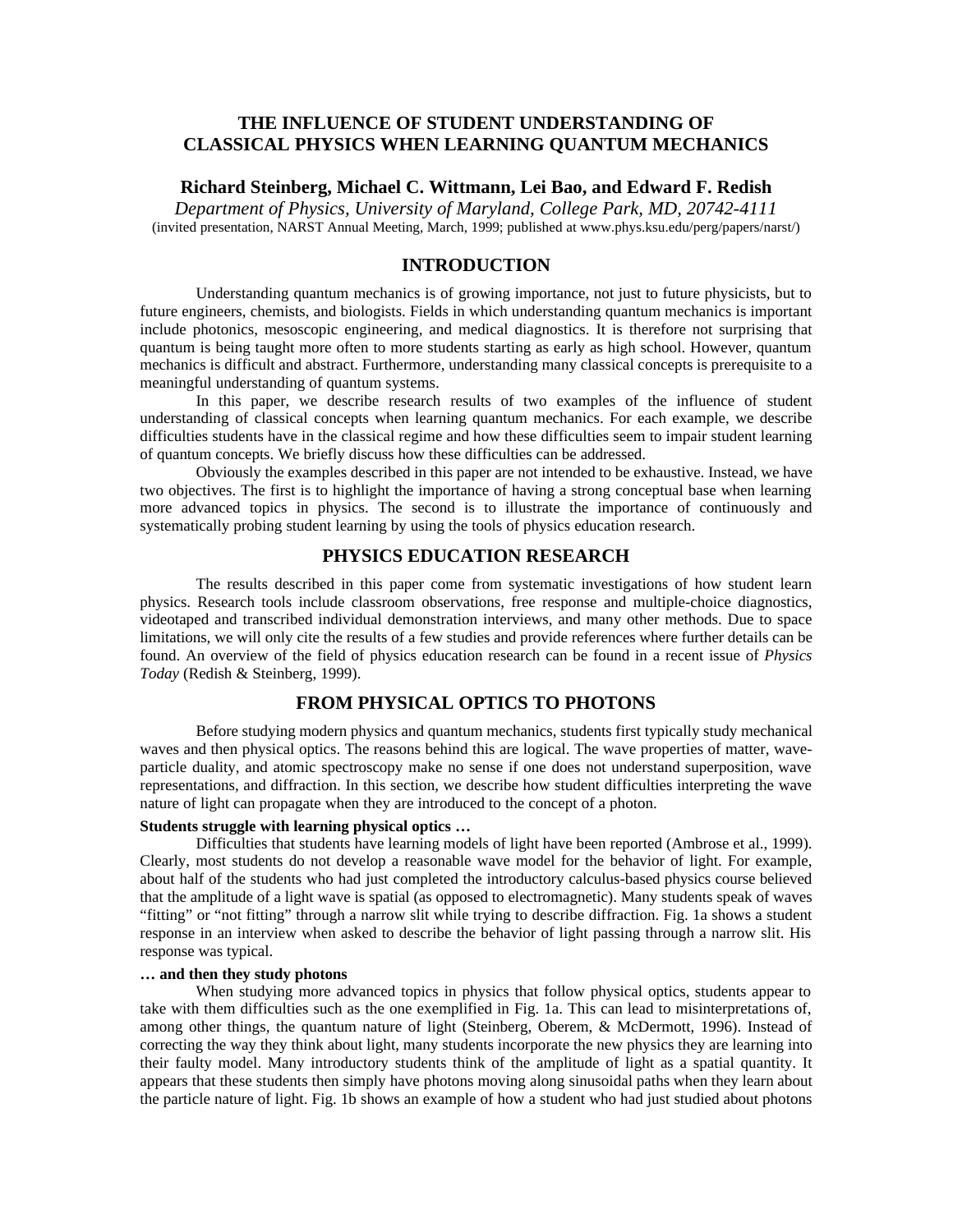# THE INFLUENCE OF STUDENT UNDERSTANDING OF CLASSICAL PHYSICS WHEN LEARNING QUANTUM MECHANICS

**Richard Steinberg, Michael C. Wittmann, Lei Bao, and Edward F. Redish**

*Department of Physics, University of Maryland, College Park, MD, 20742-4111*

(invited presentation, NARST Annual Meeting, March, 1999; published at www.phys.ksu.edu/perg/papers/narst/)

## INTRODUCTION

Understanding quantum mechanics is of growing importance, not just to future physicists, but to future engineers, chemists, and biologists. Fields in which understanding quantum mechanics is important include photonics, mesoscopic engineering, and medical diagnostics. It is therefore not surprising that quantum is being taught more often to more students starting as early as high school. However, quantum mechanics is difficult and abstract. Furthermore, understanding many classical concepts is prerequisite to a meaningful understanding of quantum systems.

In this paper, we describe research results of two examples of the influence of student understanding of classical concepts when learning quantum mechanics. For each example, we describe difficulties students have in the classical regime and how these difficulties seem to impair student learning of quantum concepts. We briefly discuss how these difficulties can be addressed.

Obviously the examples described in this paper are not intended to be exhaustive. Instead, we have two objectives. The first is to highlight the importance of having a strong conceptual base when learning more advanced topics in physics. The second is to illustrate the importance of continuously and systematically probing student learning by using the tools of physics education research.

## PHYSICS EDUCATION RESEARCH

The results described in this paper come from systematic investigations of how student learn physics. Research tools include classroom observations, free response and multiple-choice diagnostics, videotaped and transcribed individual demonstration interviews, and many other methods. Due to space limitations, we will only cite the results of a few studies and provide references where further details can be found. An overview of the field of physics education research can be found in a recent issue of *Physics Today* (Redish & Steinberg, 1999).

## FROM PHYSICAL OPTICS TO PHOTONS

Before studying modern physics and quantum mechanics, students first typically study mechanical waves and then physical optics. The reasons behind this are logical. The wave properties of matter, wave-particle duality, and atomic spectroscopy make no sense if one does not understand superposition, wave representations, and diffraction. In this section, we describe how student difficulties interpreting the wave nature of light can propagate when they are introduced to the concept of a photon.

**Students struggle with learning physical optics …**

Difficulties that students have learning models of light have been reported (Ambrose et al., 1999). Clearly, most students do not develop a reasonable wave model for the behavior of light. For example, about half of the students who had just completed the introductory calculus-based physics course believed that the amplitude of a light wave is spatial (as opposed to electromagnetic). Many students speak of waves "fitting" or "not fitting" through a narrow slit while trying to describe diffraction. Fig. 1a shows a student response in an interview when asked to describe the behavior of light passing through a narrow slit. His response was typical.

**… and then they study photons**

When studying more advanced topics in physics that follow physical optics, students appear to take with them difficulties such as the one exemplified in Fig. 1a. This can lead to misinterpretations of, among other things, the quantum nature of light (Steinberg, Oberem, & McDermott, 1996). Instead of correcting the way they think about light, many students incorporate the new physics they are learning into their faulty model. Many introductory students think of the amplitude of light as a spatial quantity. It appears that these students then simply have photons moving along sinusoidal paths when they learn about the particle nature of light. Fig. 1b shows an example of how a student who had just studied about photons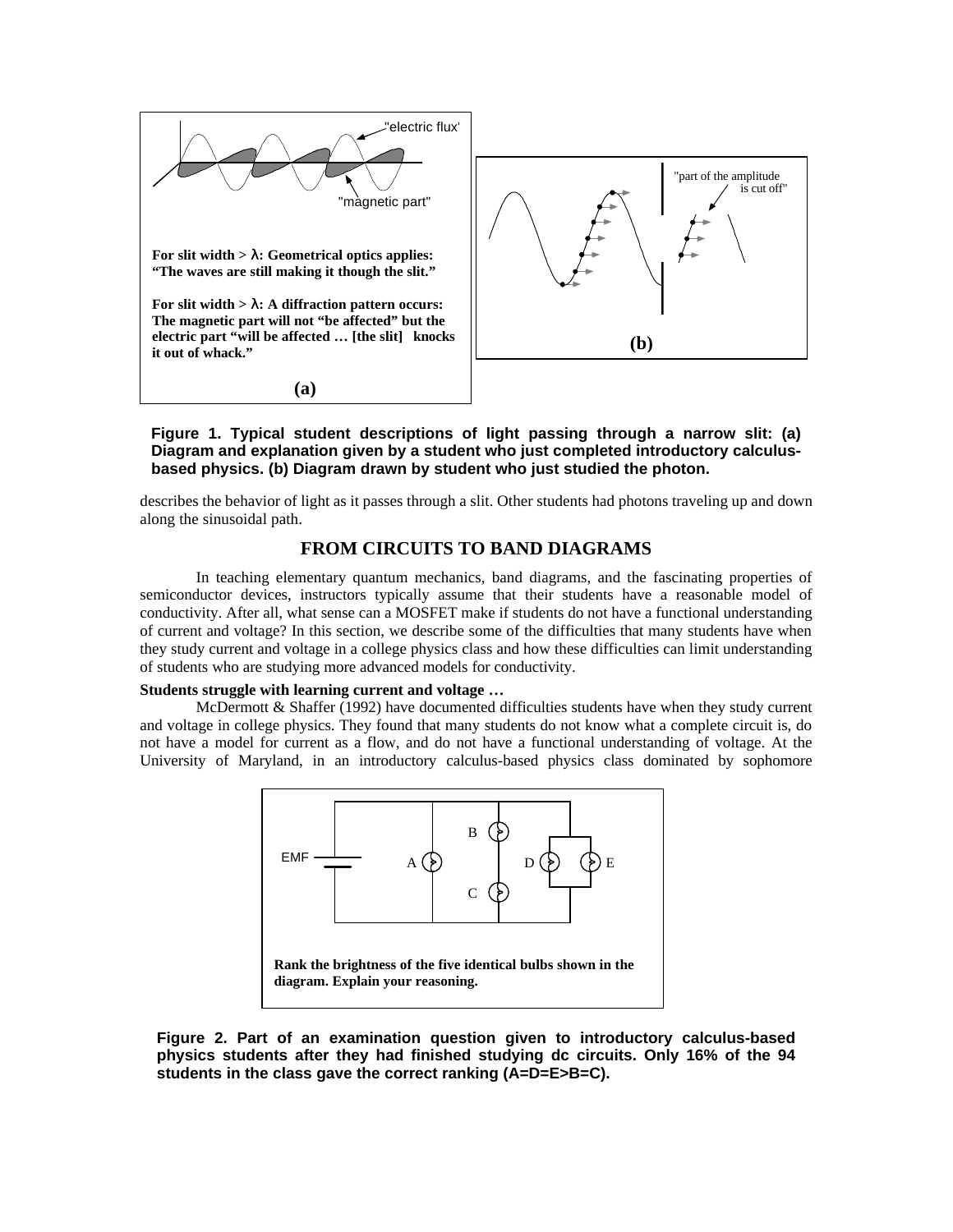"electric flux"

"magnetic part"

**For slit width > λ: Geometrical optics applies: "The waves are still making it though the slit."**

**For slit width > λ: A diffraction pattern occurs: The magnetic part will not "be affected" but the electric part "will be affected … [the slit] knocks it out of whack."**

**(a)**

"part of the amplitude is cut off"

**(b)**

**Figure 1. Typical student descriptions of light passing through a narrow slit: (a) Diagram and explanation given by a student who just completed introductory calculus-based physics. (b) Diagram drawn by student who just studied the photon.**

describes the behavior of light as it passes through a slit. Other students had photons traveling up and down along the sinusoidal path.

## FROM CIRCUITS TO BAND DIAGRAMS

In teaching elementary quantum mechanics, band diagrams, and the fascinating properties of semiconductor devices, instructors typically assume that their students have a reasonable model of conductivity. After all, what sense can a MOSFET make if students do not have a functional understanding of current and voltage? In this section, we describe some of the difficulties that many students have when they study current and voltage in a college physics class and how these difficulties can limit understanding of students who are studying more advanced models for conductivity.

**Students struggle with learning current and voltage …**

McDermott & Shaffer (1992) have documented difficulties students have when they study current and voltage in college physics. They found that many students do not know what a complete circuit is, do not have a model for current as a flow, and do not have a functional understanding of voltage. At the University of Maryland, in an introductory calculus-based physics class dominated by sophomore

EMF A B C D E

**Rank the brightness of the five identical bulbs shown in the diagram. Explain your reasoning.**

**Figure 2. Part of an examination question given to introductory calculus-based physics students after they had finished studying dc circuits. Only 16% of the 94 students in the class gave the correct ranking (A=D=E>B=C).**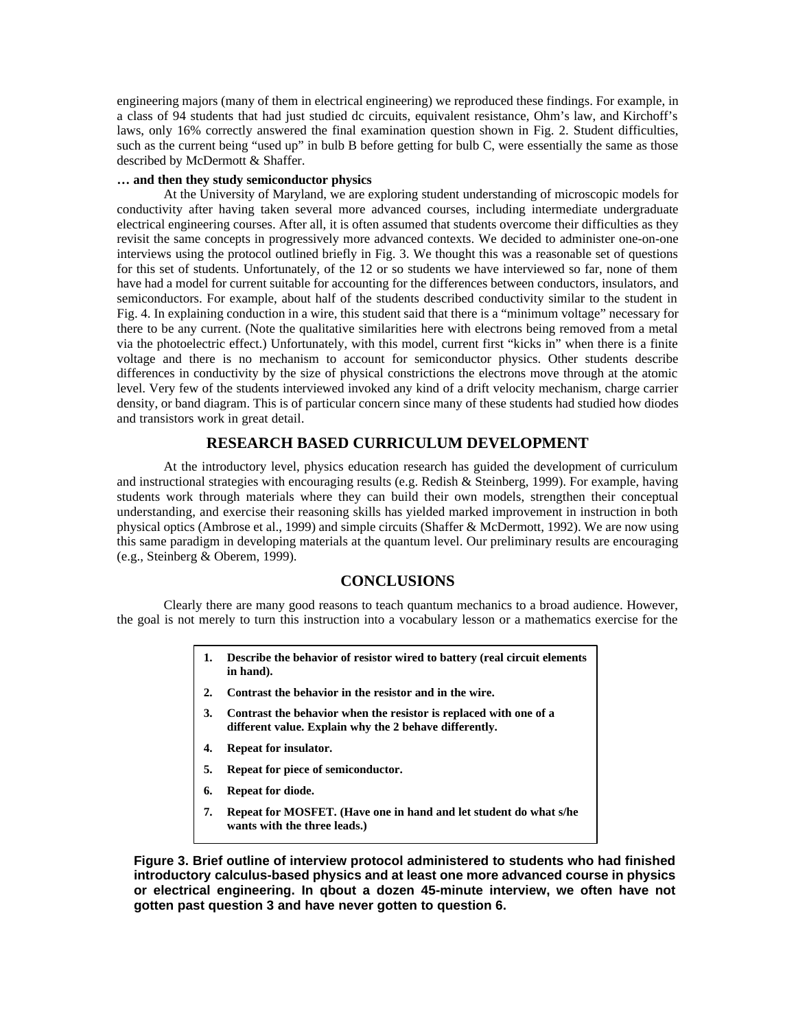engineering majors (many of them in electrical engineering) we reproduced these findings. For example, in a class of 94 students that had just studied dc circuits, equivalent resistance, Ohm's law, and Kirchoff's laws, only 16% correctly answered the final examination question shown in Fig. 2. Student difficulties, such as the current being "used up" in bulb B before getting for bulb C, were essentially the same as those described by McDermott & Shaffer.

**… and then they study semiconductor physics**

At the University of Maryland, we are exploring student understanding of microscopic models for conductivity after having taken several more advanced courses, including intermediate undergraduate electrical engineering courses. After all, it is often assumed that students overcome their difficulties as they revisit the same concepts in progressively more advanced contexts. We decided to administer one-on-one interviews using the protocol outlined briefly in Fig. 3. We thought this was a reasonable set of questions for this set of students. Unfortunately, of the 12 or so students we have interviewed so far, none of them have had a model for current suitable for accounting for the differences between conductors, insulators, and semiconductors. For example, about half of the students described conductivity similar to the student in Fig. 4. In explaining conduction in a wire, this student said that there is a "minimum voltage" necessary for there to be any current. (Note the qualitative similarities here with electrons being removed from a metal via the photoelectric effect.) Unfortunately, with this model, current first "kicks in" when there is a finite voltage and there is no mechanism to account for semiconductor physics. Other students describe differences in conductivity by the size of physical constrictions the electrons move through at the atomic level. Very few of the students interviewed invoked any kind of a drift velocity mechanism, charge carrier density, or band diagram. This is of particular concern since many of these students had studied how diodes and transistors work in great detail.

## RESEARCH BASED CURRICULUM DEVELOPMENT

At the introductory level, physics education research has guided the development of curriculum and instructional strategies with encouraging results (e.g. Redish & Steinberg, 1999). For example, having students work through materials where they can build their own models, strengthen their conceptual understanding, and exercise their reasoning skills has yielded marked improvement in instruction in both physical optics (Ambrose et al., 1999) and simple circuits (Shaffer & McDermott, 1992). We are now using this same paradigm in developing materials at the quantum level. Our preliminary results are encouraging (e.g., Steinberg & Oberem, 1999).

## CONCLUSIONS

Clearly there are many good reasons to teach quantum mechanics to a broad audience. However, the goal is not merely to turn this instruction into a vocabulary lesson or a mathematics exercise for the

1. **Describe the behavior of resistor wired to battery (real circuit elements in hand).**
2. **Contrast the behavior in the resistor and in the wire.**
3. **Contrast the behavior when the resistor is replaced with one of a different value. Explain why the 2 behave differently.**
4. **Repeat for insulator.**
5. **Repeat for piece of semiconductor.**
6. **Repeat for diode.**
7. **Repeat for MOSFET. (Have one in hand and let student do what s/he wants with the three leads.)**

**Figure 3. Brief outline of interview protocol administered to students who had finished introductory calculus-based physics and at least one more advanced course in physics or electrical engineering. In qbout a dozen 45-minute interview, we often have not gotten past question 3 and have never gotten to question 6.**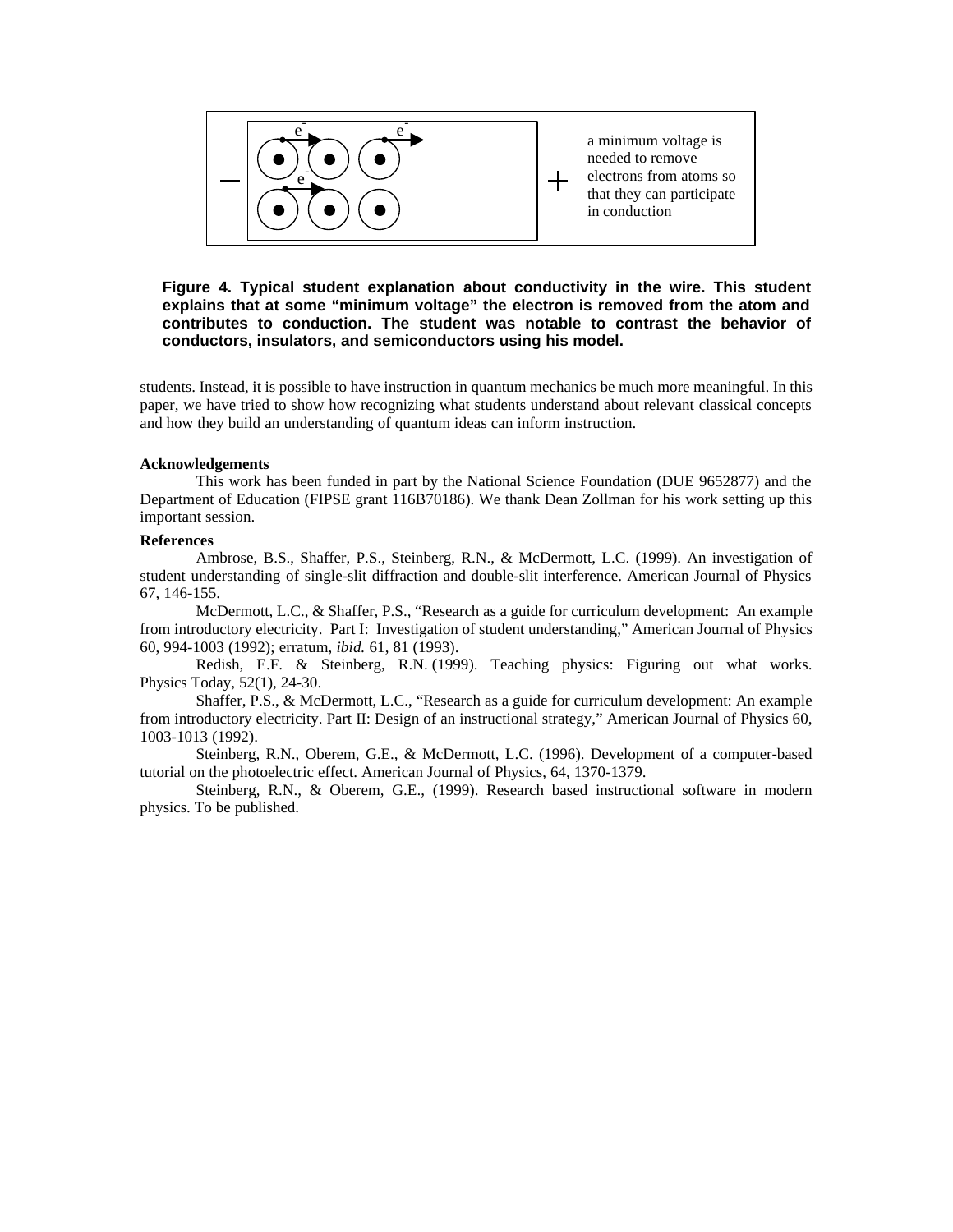−

$e^-$ $e^-$ $e^-$

+

a minimum voltage is needed to remove electrons from atoms so that they can participate in conduction

**Figure 4. Typical student explanation about conductivity in the wire. This student explains that at some "minimum voltage" the electron is removed from the atom and contributes to conduction. The student was notable to contrast the behavior of conductors, insulators, and semiconductors using his model.**

students. Instead, it is possible to have instruction in quantum mechanics be much more meaningful. In this paper, we have tried to show how recognizing what students understand about relevant classical concepts and how they build an understanding of quantum ideas can inform instruction.

**Acknowledgements**

This work has been funded in part by the National Science Foundation (DUE 9652877) and the Department of Education (FIPSE grant 116B70186). We thank Dean Zollman for his work setting up this important session.

**References**

Ambrose, B.S., Shaffer, P.S., Steinberg, R.N., & McDermott, L.C. (1999). An investigation of student understanding of single-slit diffraction and double-slit interference. American Journal of Physics 67, 146-155.

McDermott, L.C., & Shaffer, P.S., "Research as a guide for curriculum development: An example from introductory electricity. Part I: Investigation of student understanding," American Journal of Physics 60, 994-1003 (1992); erratum, *ibid.* 61, 81 (1993).

Redish, E.F. & Steinberg, R.N. (1999). Teaching physics: Figuring out what works. Physics Today, 52(1), 24-30.

Shaffer, P.S., & McDermott, L.C., "Research as a guide for curriculum development: An example from introductory electricity. Part II: Design of an instructional strategy," American Journal of Physics 60, 1003-1013 (1992).

Steinberg, R.N., Oberem, G.E., & McDermott, L.C. (1996). Development of a computer-based tutorial on the photoelectric effect. American Journal of Physics, 64, 1370-1379.

Steinberg, R.N., & Oberem, G.E., (1999). Research based instructional software in modern physics. To be published.